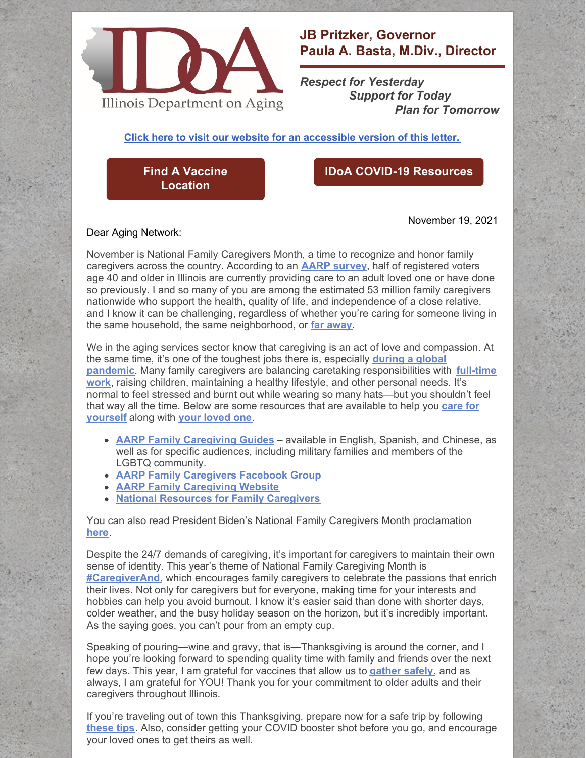Illinois Department on Aging

**JB Pritzker, Governor**
**Paula A. Basta, M.Div., Director**

*Respect for Yesterday*
*Support for Today*
*Plan for Tomorrow*

**Click here to visit our website for an accessible version of this letter.**

**Find A Vaccine Location**

**IDoA COVID-19 Resources**

November 19, 2021

Dear Aging Network:

November is National Family Caregivers Month, a time to recognize and honor family caregivers across the country. According to an **AARP survey**, half of registered voters age 40 and older in Illinois are currently providing care to an adult loved one or have done so previously. I and so many of you are among the estimated 53 million family caregivers nationwide who support the health, quality of life, and independence of a close relative, and I know it can be challenging, regardless of whether you're caring for someone living in the same household, the same neighborhood, or **far away**.

We in the aging services sector know that caregiving is an act of love and compassion. At the same time, it's one of the toughest jobs there is, especially **during a global pandemic**. Many family caregivers are balancing caretaking responsibilities with **full-time work**, raising children, maintaining a healthy lifestyle, and other personal needs. It's normal to feel stressed and burnt out while wearing so many hats—but you shouldn't feel that way all the time. Below are some resources that are available to help you **care for yourself** along with **your loved one**.

- **AARP Family Caregiving Guides** – available in English, Spanish, and Chinese, as well as for specific audiences, including military families and members of the LGBTQ community.
- **AARP Family Caregivers Facebook Group**
- **AARP Family Caregiving Website**
- **National Resources for Family Caregivers**

You can also read President Biden's National Family Caregivers Month proclamation **here**.

Despite the 24/7 demands of caregiving, it's important for caregivers to maintain their own sense of identity. This year's theme of National Family Caregiving Month is **#CaregiverAnd**, which encourages family caregivers to celebrate the passions that enrich their lives. Not only for caregivers but for everyone, making time for your interests and hobbies can help you avoid burnout. I know it's easier said than done with shorter days, colder weather, and the busy holiday season on the horizon, but it's incredibly important. As the saying goes, you can't pour from an empty cup.

Speaking of pouring—wine and gravy, that is—Thanksgiving is around the corner, and I hope you're looking forward to spending quality time with family and friends over the next few days. This year, I am grateful for vaccines that allow us to **gather safely**, and as always, I am grateful for YOU! Thank you for your commitment to older adults and their caregivers throughout Illinois.

If you're traveling out of town this Thanksgiving, prepare now for a safe trip by following **these tips**. Also, consider getting your COVID booster shot before you go, and encourage your loved ones to get theirs as well.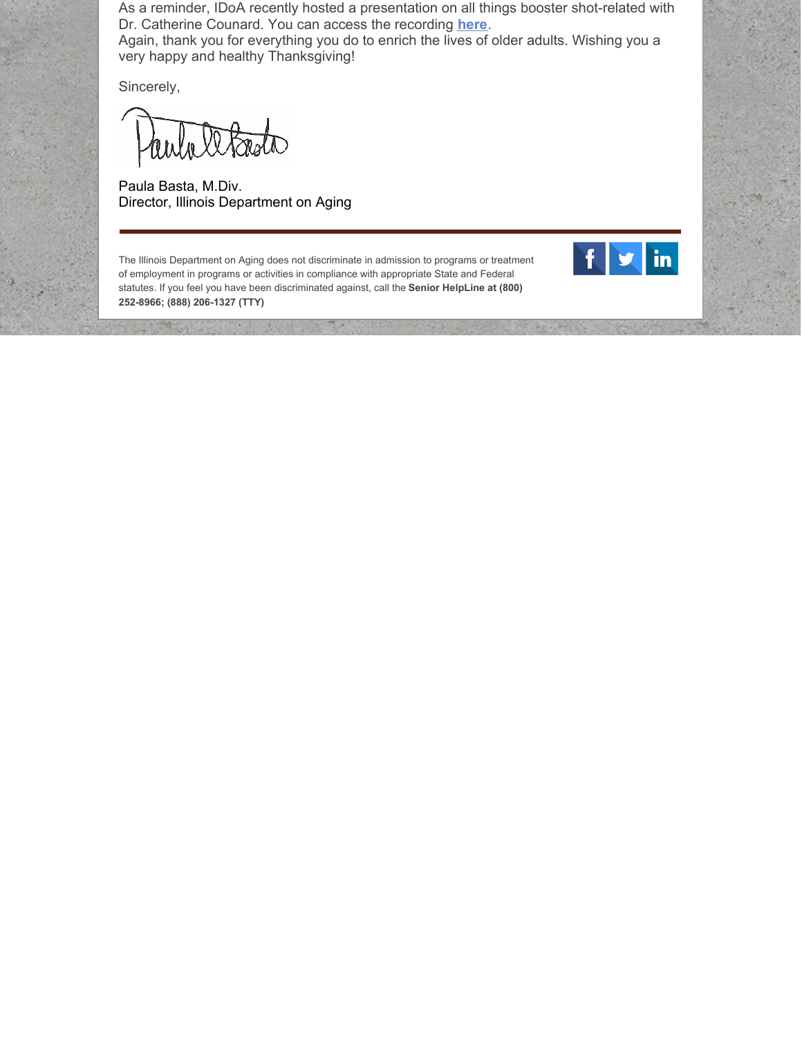As a reminder, IDoA recently hosted a presentation on all things booster shot-related with Dr. Catherine Counard. You can access the recording **here**.
Again, thank you for everything you do to enrich the lives of older adults. Wishing you a very happy and healthy Thanksgiving!

Sincerely,

Paula Basta, M.Div.
Director, Illinois Department on Aging

---

The Illinois Department on Aging does not discriminate in admission to programs or treatment of employment in programs or activities in compliance with appropriate State and Federal statutes. If you feel you have been discriminated against, call the **Senior HelpLine at (800) 252-8966; (888) 206-1327 (TTY)**